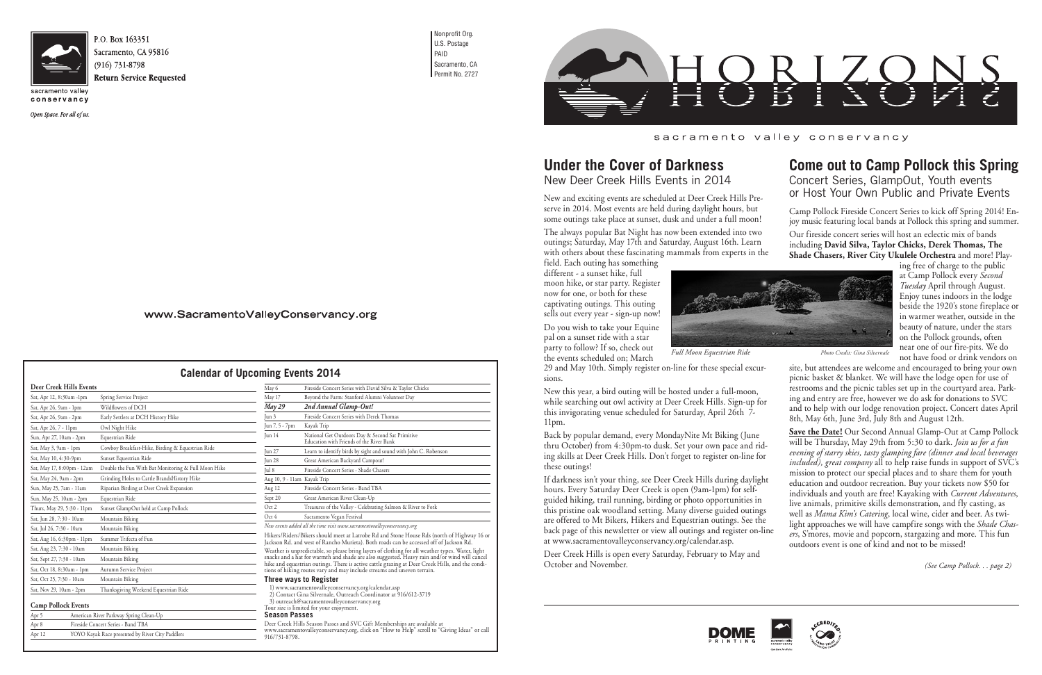P.O. Box 163351
Sacramento, CA 95816
(916) 731-8798
**Return Service Requested**

sacramento valley **conservancy**

*Open Space. For all of us.*

Nonprofit Org.
U.S. Postage
PAID
Sacramento, CA
Permit No. 2727

www.SacramentoValleyConservancy.org

# HORIZONS

sacramento valley conservancy

## Under the Cover of Darkness

### New Deer Creek Hills Events in 2014

New and exciting events are scheduled at Deer Creek Hills Preserve in 2014. Most events are held during daylight hours, but some outings take place at sunset, dusk and under a full moon!

The always popular Bat Night has now been extended into two outings; Saturday, May 17th and Saturday, August 16th. Learn with others about these fascinating mammals from experts in the field. Each outing has something different - a sunset hike, full moon hike, or star party. Register now for one, or both for these captivating outings. This outing sells out every year - sign-up now!

Do you wish to take your Equine pal on a sunset ride with a star party to follow? If so, check out the events scheduled on; March 29 and May 10th. Simply register on-line for these special excursions.

*Full Moon Equestrian Ride* — *Photo Credit: Gina Silvernale*

New this year, a bird outing will be hosted under a full-moon, while searching out owl activity at Deer Creek Hills. Sign-up for this invigorating venue scheduled for Saturday, April 26th 7-11pm.

Back by popular demand, every MondayNite Mt Biking (June thru October) from 4:30pm-to dusk. Set your own pace and riding skills at Deer Creek Hills. Don't forget to register on-line for these outings!

If darkness isn't your thing, see Deer Creek Hills during daylight hours. Every Saturday Deer Creek is open (9am-1pm) for self-guided hiking, trail running, birding or photo opportunities in this pristine oak woodland setting. Many diverse guided outings are offered to Mt Bikers, Hikers and Equestrian outings. See the back page of this newsletter or view all outings and register on-line at www.sacramentovalleyconservancy.org/calendar.asp.

Deer Creek Hills is open every Saturday, February to May and October and November.

## Come out to Camp Pollock this Spring

### Concert Series, GlampOut, Youth events or Host Your Own Public and Private Events

Camp Pollock Fireside Concert Series to kick off Spring 2014! Enjoy music featuring local bands at Pollock this spring and summer.

Our fireside concert series will host an eclectic mix of bands including **David Silva, Taylor Chicks, Derek Thomas, The Shade Chasers, River City Ukulele Orchestra** and more! Playing free of charge to the public at Camp Pollock every *Second Tuesday* April through August. Enjoy tunes indoors in the lodge beside the 1920's stone fireplace or in warmer weather, outside in the beauty of nature, under the stars on the Pollock grounds, often near one of our fire-pits. We do not have food or drink vendors on site, but attendees are welcome and encouraged to bring your own picnic basket & blanket. We will have the lodge open for use of restrooms and the picnic tables set up in the courtyard area. Parking and entry are free, however we do ask for donations to SVC and to help with our lodge renovation project. Concert dates April 8th, May 6th, June 3rd, July 8th and August 12th.

**Save the Date!** Our Second Annual Glamp-Out at Camp Pollock will be Thursday, May 29th from 5:30 to dark. *Join us for a fun evening of starry skies, tasty glamping fare (dinner and local beverages included), great company* all to help raise funds in support of SVC's mission to protect our special places and to share them for youth education and outdoor recreation. Buy your tickets now $50 for individuals and youth are free! Kayaking with *Current Adventures*, live animals, primitive skills demonstration, and fly casting, as well as *Mama Kim's Catering*, local wine, cider and beer. As twilight approaches we will have campfire songs with the *Shade Chasers*, S'mores, movie and popcorn, stargazing and more. This fun outdoors event is one of kind and not to be missed!

*(See Camp Pollock. . . page 2)*

## Calendar of Upcoming Events 2014

**Deer Creek Hills Events**

| Date | Event |
|---|---|
| Sat, Apr 12, 8:30am -1pm | Spring Service Project |
| Sat, Apr 26, 9am - 1pm | Wildflowers of DCH |
| Sat, Apr 26, 9am - 2pm | Early Settlers at DCH History Hike |
| Sat, Apr 26, 7 - 11pm | Owl Night Hike |
| Sun, Apr 27, 10am - 2pm | Equestrian Ride |
| Sat, May 3, 9am - 1pm | Cowboy Breakfast-Hike, Birding & Equestrian Ride |
| Sat, May 10, 4:30-9pm | Sunset Equestrian Ride |
| Sat, May 17, 8:00pm - 12am | Double the Fun With Bat Monitoring & Full Moon Hike |
| Sat, May 24, 9am - 2pm | Grinding Holes to Cattle BrandsHistory Hike |
| Sun, May 25, 7am - 11am | Riparian Birding at Deer Creek Expansion |
| Sun, May 25, 10am - 2pm | Equestrian Ride |
| Thurs, May 29, 5:30 - 11pm | Sunset GlampOut held at Camp Pollock |
| Sat, Jun 28, 7:30 - 10am | Mountain Biking |
| Sat, Jul 26, 7:30 - 10am | Mountain Biking |
| Sat, Aug 16, 6:30pm - 11pm | Summer Trifecta of Fun |
| Sat, Aug 23, 7:30 - 10am | Mountain Biking |
| Sat, Sept 27, 7:30 - 10am | Mountain Biking |
| Sat, Oct 18, 8:30am - 1pm | Autumn Service Project |
| Sat, Oct 25, 7:30 - 10am | Mountain Biking |
| Sat, Nov 29, 10am - 2pm | Thanksgiving Weekend Equestrian Ride |

**Camp Pollock Events**

| Date | Event |
|---|---|
| Apr 5 | American River Parkway Spring Clean-Up |
| Apr 8 | Fireside Concert Series - Band TBA |
| Apr 12 | YOYO Kayak Race presented by River City Paddlers |
| May 6 | Fireside Concert Series with David Silva & Taylor Chicks |
| May 17 | Beyond the Farm: Stanford Alumni Volunteer Day |
| ***May 29*** | ***2nd Annual Glamp-Out!*** |
| Jun 3 | Fireside Concert Series with Derek Thomas |
| Jun 7, 5 - 7pm | Kayak Trip |
| Jun 14 | National Get Outdoors Day & Second Sat Primitive Education with Friends of the River Bank |
| Jun 27 | Learn to identify birds by sight and sound with John C. Robenson |
| Jun 28 | Great American Backyard Campout! |
| Jul 8 | Fireside Concert Series - Shade Chasers |
| Aug 10, 9 - 11am | Kayak Trip |
| Aug 12 | Fireside Concert Series - Band TBA |
| Sept 20 | Great American River Clean-Up |
| Oct 2 | Treasures of the Valley - Celebrating Salmon & River to Fork |
| Oct 4 | Sacramento Vegan Festival |

*New events added all the time visit www.sacramentovalleyconservancy.org*

Hikers/Riders/Bikers should meet at Latrobe Rd and Stone House Rds (north of Highway 16 or Jackson Rd. and west of Rancho Murieta). Both roads can be accessed off of Jackson Rd.

Weather is unpredictable, so please bring layers of clothing for all weather types. Water, light snacks and a hat for warmth and shade are also suggested. Heavy rain and/or wind will cancel hike and equestrian outings. There is active cattle grazing at Deer Creek Hills, and the conditions of hiking routes vary and may include streams and uneven terrain.

**Three ways to Register**

1) www.sacramentovalleyconservancy.org/calendar.asp
2) Contact Gina Silvernale, Outreach Coordinator at 916/612-3719
3) outreach@sacramentovalleyconservancy.org

Tour size is limited for your enjoyment.

**Season Passes**

Deer Creek Hills Season Passes and SVC Gift Memberships are available at www.sacramentovalleyconservancy.org, click on "How to Help" scroll to "Giving Ideas" or call 916/731-8798.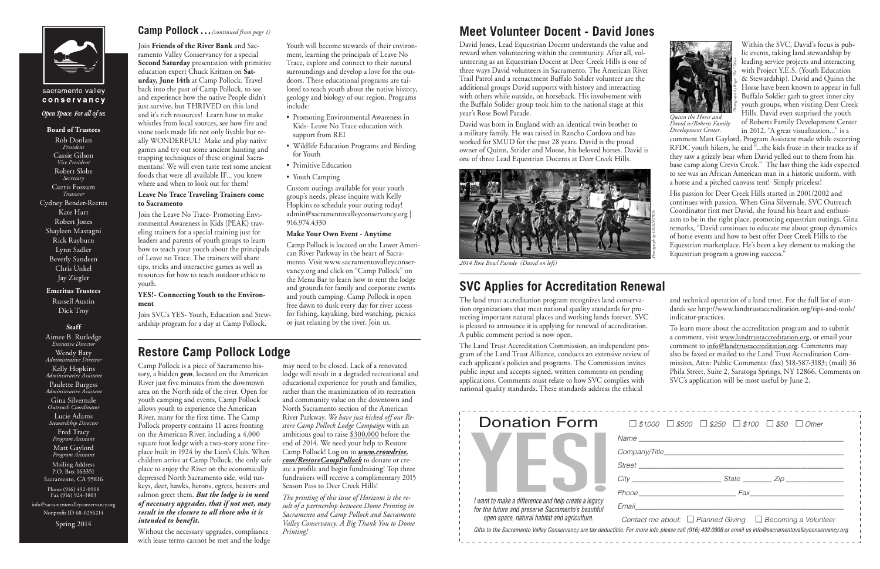sacramento valley
**conservancy**

*Open Space. For all of us.*

**Board of Trustees**

Rob Donlan
*President*
Cassie Gilson
*Vice President*
Robert Slobe
*Secretary*
Curtis Fossum
*Treasurer*
Cydney Bender-Reents
Kate Hart
Robert Jones
Shayleen Mastagni
Rick Rayburn
Lynn Sadler
Beverly Sandeen
Chris Unkel
Jay Ziegler

**Emeritus Trustees**

Russell Austin
Dick Troy

**Staff**

Aimee B. Rutledge
*Executive Director*
Wendy Baty
*Administrative Director*
Kelly Hopkins
*Administrative Assistant*
Paulette Burgess
*Administrative Assistant*
Gina Silvernale
*Outreach Coordinator*
Lucie Adams
*Stewardship Director*
Fred Tracy
*Program Assistant*
Matt Gaylord
*Program Assistant*

Mailing Address
P.O. Box 163351
Sacramento, CA 95816

Phone (916) 492-0908
Fax (916) 924-3803

info@sacramentovalleyconservancy.org
Nonprofit ID 68-0256214

Spring 2014

## Camp Pollock . . . *(continued from page 1)*

Join **Friends of the River Bank** and Sacramento Valley Conservancy for a special **Second Saturday** presentation with primitive education expert Chuck Kritzon on **Saturday, June 14th** at Camp Pollock. Travel back into the past of Camp Pollock, to see and experience how the native People didn't just survive, but THRIVED on this land and it's rich resources! Learn how to make whistles from local sources, see how fire and stone tools made life not only livable but really WONDERFUL! Make and play native games and try out some ancient hunting and trapping techniques of these original Sacramentans! We will even taste test some ancient foods that were all available IF... you knew where and when to look out for them!

**Leave No Trace Traveling Trainers come to Sacramento**

Join the Leave No Trace- Promoting Environmental Awareness in Kids (PEAK) traveling trainers for a special training just for leaders and parents of youth groups to learn how to teach your youth about the principals of Leave no Trace. The trainers will share tips, tricks and interactive games as well as resources for how to teach outdoor ethics to youth.

**YES!- Connecting Youth to the Environment**

Join SVC's YES- Youth, Education and Stewardship program for a day at Camp Pollock.

Youth will become stewards of their environment, learning the principals of Leave No Trace, explore and connect to their natural surroundings and develop a love for the outdoors. These educational programs are tailored to teach youth about the native history, geology and biology of our region. Programs include:

- Promoting Environmental Awareness in Kids- Leave No Trace education with support from REI
- Wildlife Education Programs and Birding for Youth
- Primitive Education
- Youth Camping

Custom outings available for your youth group's needs, please inquire with Kelly Hopkins to schedule your outing today! admin@sacramentovalleyconservancy.org | 916.974.4330

**Make Your Own Event - Anytime**

Camp Pollock is located on the Lower American River Parkway in the heart of Sacramento. Visit www.sacramentovalleyconservancy.org and click on "Camp Pollock" on the Menu Bar to learn how to rent the lodge and grounds for family and corporate events and youth camping. Camp Pollock is open free dawn to dusk every day for river access for fishing, kayaking, bird watching, picnics or just relaxing by the river. Join us.

## Restore Camp Pollock Lodge

Camp Pollock is a piece of Sacramento history, a hidden ***gem***, located on the American River just five minutes from the downtown area on the North side of the river. Open for youth camping and events, Camp Pollock allows youth to experience the American River, many for the first time. The Camp Pollock property contains 11 acres fronting on the American River, including a 4,000 square foot lodge with a two-story stone fireplace built in 1924 by the Lion's Club. When children arrive at Camp Pollock, the only safe place to enjoy the River on the economically depressed North Sacramento side, wild turkeys, deer, hawks, herons, egrets, beavers and salmon greet them. ***But the lodge is in need of necessary upgrades, that if not met, may result in the closure to all those who it is intended to benefit.***

Without the necessary upgrades, compliance with lease terms cannot be met and the lodge may need to be closed. Lack of a renovated lodge will result in a degraded recreational and educational experience for youth and families, rather than the maximization of its recreation and community value on the downtown and North Sacramento section of the American River Parkway. *We have just kicked off our Restore Camp Pollock Lodge Campaign* with an ambitious goal to raise $300,000 before the end of 2014. We need your help to Restore Camp Pollock! Log on to ***www.crowdrise.com/RestoreCampPollock*** to donate or create a profile and begin fundraising! Top three fundraisers will receive a complimentary 2015 Season Pass to Deer Creek Hills!

*The printing of this issue of Horizons is the result of a partnership between Dome Printing in Sacramento and Camp Pollock and Sacramento Valley Conservancy. A Big Thank You to Dome Printing!*

## Meet Volunteer Docent - David Jones

David Jones, Lead Equestrian Docent understands the value and reward when volunteering within the community. After all, volunteering as an Equestrian Docent at Deer Creek Hills is one of three ways David volunteers in Sacramento. The American River Trail Patrol and a reenactment Buffalo Solider volunteer are the additional groups David supports with history and interacting with others while outside, on horseback. His involvement with the Buffalo Solider group took him to the national stage at this year's Rose Bowl Parade.

David was born in England with an identical twin brother to a military family. He was raised in Rancho Cordova and has worked for SMUD for the past 28 years. David is the proud owner of Quinn, Strider and Moose, his beloved horses. David is one of three Lead Equestrian Docents at Deer Creek Hills.

*2014 Rose Bowl Parade (David on left)*

*Photograph by UNKNOWN*

*Quinn the Horse and David w/Roberts Family Development Center.*

*Photograph by Roger "Roc" Olson*

Within the SVC, David's focus is public events, taking land stewardship by leading service projects and interacting with Project Y.E.S. (Youth Education & Stewardship). David and Quinn the Horse have been known to appear in full Buffalo Soldier garb to greet inner city youth groups, when visiting Deer Creek Hills. David even surprised the youth of Roberts Family Development Center in 2012. "A great visualization..." is a comment Matt Gaylord, Program Assistant made while escorting RFDC youth hikers, he said "...the kids froze in their tracks as if they saw a grizzly bear when David yelled out to them from his base camp along Crevis Creek." The last thing the kids expected to see was an African American man in a historic uniform, with a horse and a pitched canvass tent! Simply priceless!

His passion for Deer Creek Hills started in 2001/2002 and continues with passion. When Gina Silvernale, SVC Outreach Coordinator first met David, she found his heart and enthusiasm to be in the right place, promoting equestrian outings. Gina remarks, "David continues to educate me about group dynamics of horse events and how to best offer Deer Creek Hills to the Equestrian marketplace. He's been a key element to making the Equestrian program a growing success."

## SVC Applies for Accreditation Renewal

The land trust accreditation program recognizes land conservation organizations that meet national quality standards for protecting important natural places and working lands forever. SVC is pleased to announce it is applying for renewal of accreditation. A public comment period is now open.

The Land Trust Accreditation Commission, an independent program of the Land Trust Alliance, conducts an extensive review of each applicant's policies and programs. The Commission invites public input and accepts signed, written comments on pending applications. Comments must relate to how SVC complies with national quality standards. These standards address the ethical and technical operation of a land trust. For the full list of standards see http://www.landtrustaccreditation.org/tips-and-tools/indicator-practices.

To learn more about the accreditation program and to submit a comment, visit www.landtrustaccreditation.org, or email your comment to info@landtrustaccreditation.org. Comments may also be faxed or mailed to the Land Trust Accreditation Commission, Attn: Public Comments: (fax) 518-587-3183; (mail) 36 Phila Street, Suite 2, Saratoga Springs, NY 12866. Comments on SVC's application will be most useful by June 2.

## Donation Form

**YES!**

*I want to make a difference and help create a legacy for the future and preserve Sacramento's beautiful open space, natural habitat and agriculture.*

☐ $1,000 ☐ $500 ☐ $250 ☐ $100 ☐ $50 ☐ Other

Name ____________________

Company/Title ____________________

Street ____________________

City ____________ State ______ Zip ________

Phone ____________ Fax ____________

Email ____________________

Contact me about: ☐ Planned Giving ☐ Becoming a Volunteer

*Gifts to the Sacramento Valley Conservancy are tax deductible. For more info,please call (916) 492.0908 or email us info@sacramentovalleyconservancy.org*